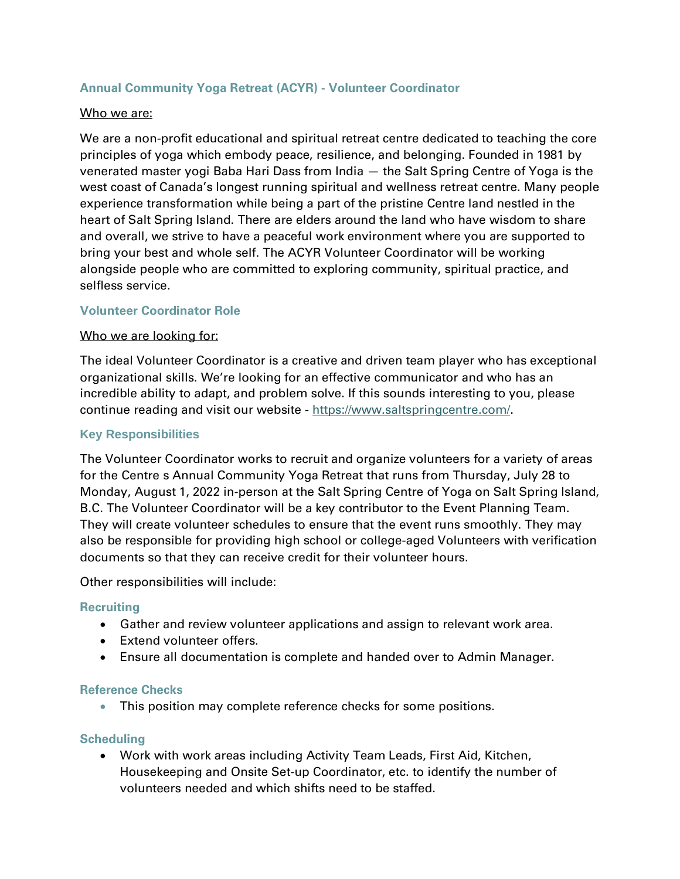## Annual Community Yoga Retreat (ACYR) - Volunteer Coordinator

Who we are:

We are a non-profit educational and spiritual retreat centre dedicated to teaching the core principles of yoga which embody peace, resilience, and belonging. Founded in 1981 by venerated master yogi Baba Hari Dass from India — the Salt Spring Centre of Yoga is the west coast of Canada's longest running spiritual and wellness retreat centre. Many people experience transformation while being a part of the pristine Centre land nestled in the heart of Salt Spring Island. There are elders around the land who have wisdom to share and overall, we strive to have a peaceful work environment where you are supported to bring your best and whole self. The ACYR Volunteer Coordinator will be working alongside people who are committed to exploring community, spiritual practice, and selfless service.

### Volunteer Coordinator Role

Who we are looking for:

The ideal Volunteer Coordinator is a creative and driven team player who has exceptional organizational skills. We're looking for an effective communicator and who has an incredible ability to adapt, and problem solve. If this sounds interesting to you, please continue reading and visit our website - https://www.saltspringcentre.com/.

### Key Responsibilities

The Volunteer Coordinator works to recruit and organize volunteers for a variety of areas for the Centre s Annual Community Yoga Retreat that runs from Thursday, July 28 to Monday, August 1, 2022 in-person at the Salt Spring Centre of Yoga on Salt Spring Island, B.C. The Volunteer Coordinator will be a key contributor to the Event Planning Team. They will create volunteer schedules to ensure that the event runs smoothly. They may also be responsible for providing high school or college-aged Volunteers with verification documents so that they can receive credit for their volunteer hours.

Other responsibilities will include:

#### Recruiting

- Gather and review volunteer applications and assign to relevant work area.
- Extend volunteer offers.
- Ensure all documentation is complete and handed over to Admin Manager.

#### Reference Checks

- This position may complete reference checks for some positions.

#### Scheduling

- Work with work areas including Activity Team Leads, First Aid, Kitchen, Housekeeping and Onsite Set-up Coordinator, etc. to identify the number of volunteers needed and which shifts need to be staffed.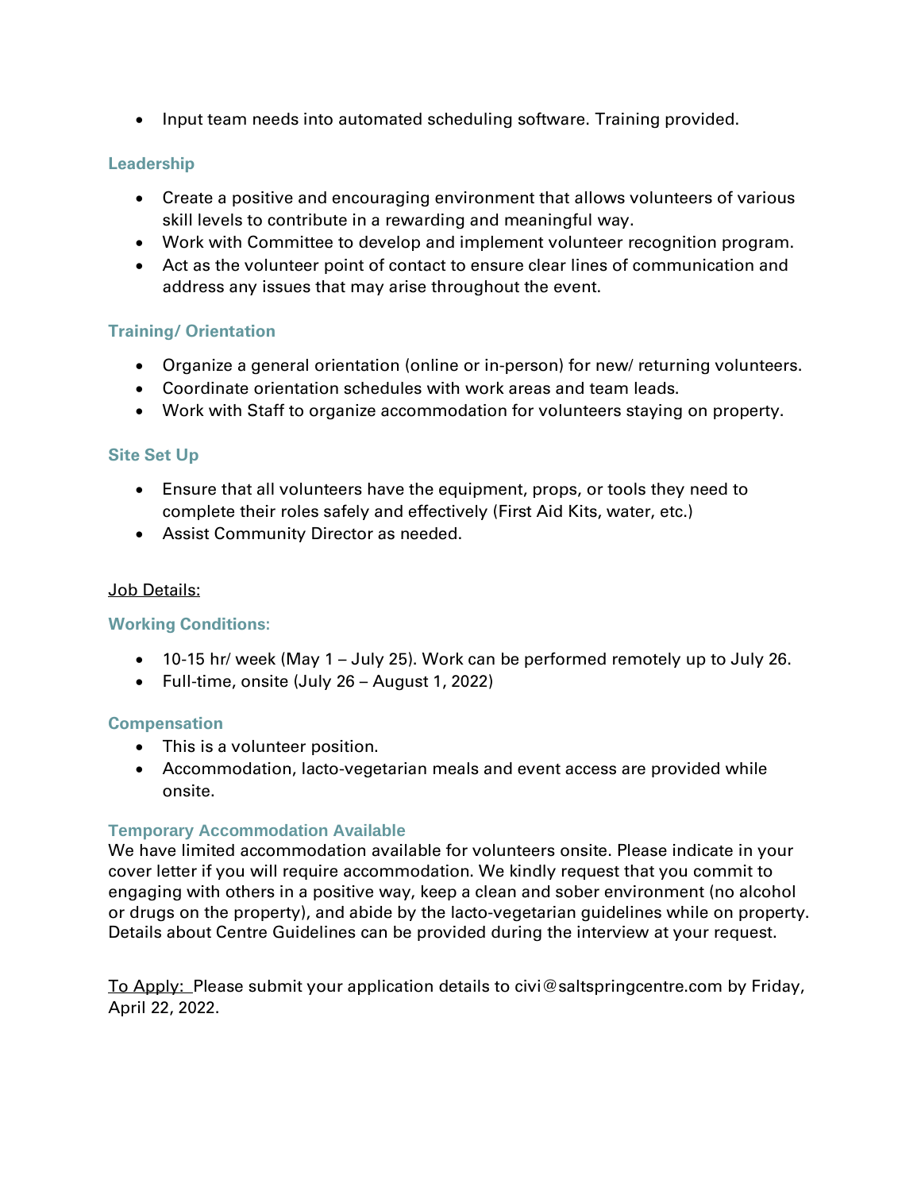- Input team needs into automated scheduling software. Training provided.

### Leadership

- Create a positive and encouraging environment that allows volunteers of various skill levels to contribute in a rewarding and meaningful way.
- Work with Committee to develop and implement volunteer recognition program.
- Act as the volunteer point of contact to ensure clear lines of communication and address any issues that may arise throughout the event.

### Training/ Orientation

- Organize a general orientation (online or in-person) for new/ returning volunteers.
- Coordinate orientation schedules with work areas and team leads.
- Work with Staff to organize accommodation for volunteers staying on property.

### Site Set Up

- Ensure that all volunteers have the equipment, props, or tools they need to complete their roles safely and effectively (First Aid Kits, water, etc.)
- Assist Community Director as needed.

## Job Details:

### Working Conditions:

- 10-15 hr/ week (May 1 – July 25). Work can be performed remotely up to July 26.
- Full-time, onsite (July 26 – August 1, 2022)

### Compensation

- This is a volunteer position.
- Accommodation, lacto-vegetarian meals and event access are provided while onsite.

### Temporary Accommodation Available

We have limited accommodation available for volunteers onsite. Please indicate in your cover letter if you will require accommodation. We kindly request that you commit to engaging with others in a positive way, keep a clean and sober environment (no alcohol or drugs on the property), and abide by the lacto-vegetarian guidelines while on property. Details about Centre Guidelines can be provided during the interview at your request.

To Apply: Please submit your application details to civi@saltspringcentre.com by Friday, April 22, 2022.